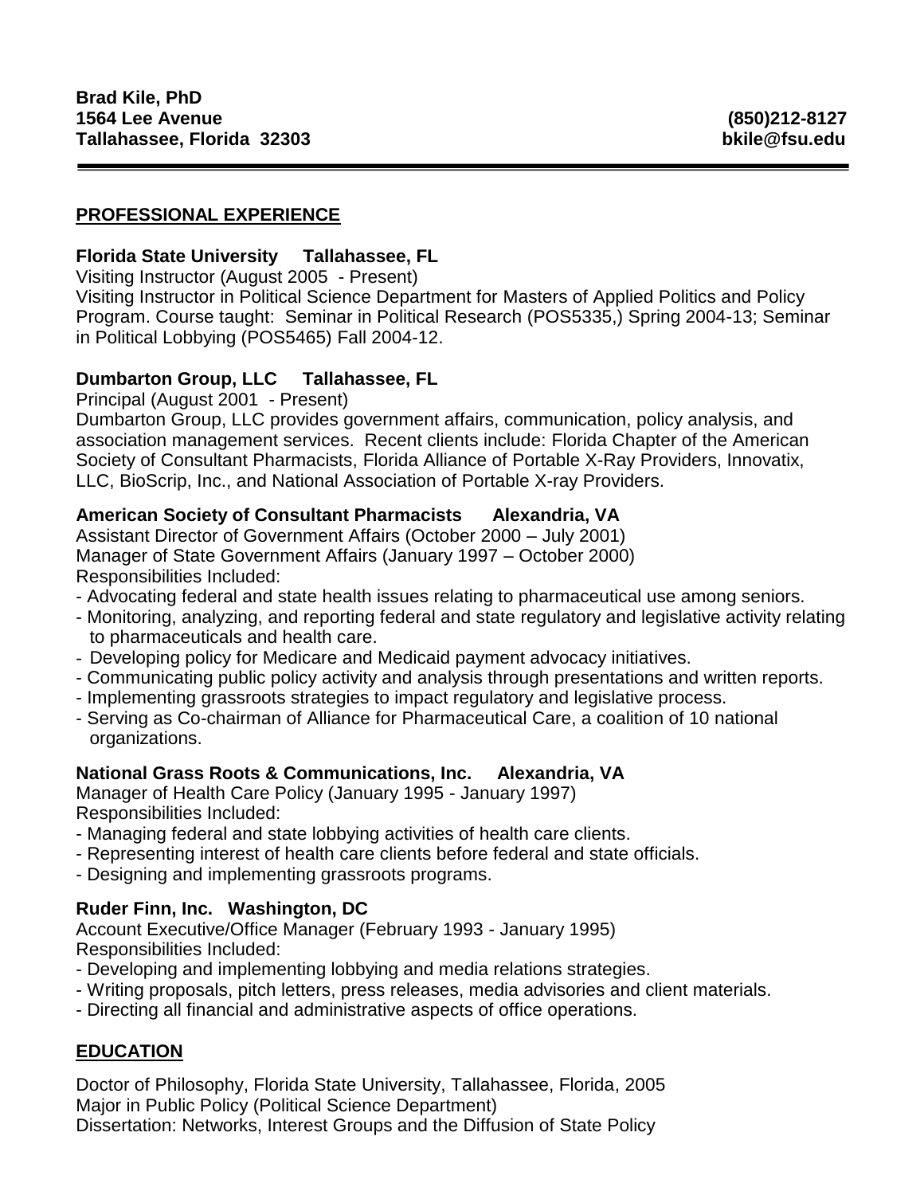**Brad Kile, PhD**
**1564 Lee Avenue** **(850)212-8127**
**Tallahassee, Florida 32303** **bkile@fsu.edu**

---

## PROFESSIONAL EXPERIENCE

**Florida State University Tallahassee, FL**
Visiting Instructor (August 2005 - Present)
Visiting Instructor in Political Science Department for Masters of Applied Politics and Policy Program. Course taught: Seminar in Political Research (POS5335,) Spring 2004-13; Seminar in Political Lobbying (POS5465) Fall 2004-12.

**Dumbarton Group, LLC Tallahassee, FL**
Principal (August 2001 - Present)
Dumbarton Group, LLC provides government affairs, communication, policy analysis, and association management services. Recent clients include: Florida Chapter of the American Society of Consultant Pharmacists, Florida Alliance of Portable X-Ray Providers, Innovatix, LLC, BioScrip, Inc., and National Association of Portable X-ray Providers.

**American Society of Consultant Pharmacists Alexandria, VA**
Assistant Director of Government Affairs (October 2000 – July 2001)
Manager of State Government Affairs (January 1997 – October 2000)
Responsibilities Included:
- Advocating federal and state health issues relating to pharmaceutical use among seniors.
- Monitoring, analyzing, and reporting federal and state regulatory and legislative activity relating to pharmaceuticals and health care.
- Developing policy for Medicare and Medicaid payment advocacy initiatives.
- Communicating public policy activity and analysis through presentations and written reports.
- Implementing grassroots strategies to impact regulatory and legislative process.
- Serving as Co-chairman of Alliance for Pharmaceutical Care, a coalition of 10 national organizations.

**National Grass Roots & Communications, Inc. Alexandria, VA**
Manager of Health Care Policy (January 1995 - January 1997)
Responsibilities Included:
- Managing federal and state lobbying activities of health care clients.
- Representing interest of health care clients before federal and state officials.
- Designing and implementing grassroots programs.

**Ruder Finn, Inc. Washington, DC**
Account Executive/Office Manager (February 1993 - January 1995)
Responsibilities Included:
- Developing and implementing lobbying and media relations strategies.
- Writing proposals, pitch letters, press releases, media advisories and client materials.
- Directing all financial and administrative aspects of office operations.

## EDUCATION

Doctor of Philosophy, Florida State University, Tallahassee, Florida, 2005
Major in Public Policy (Political Science Department)
Dissertation: Networks, Interest Groups and the Diffusion of State Policy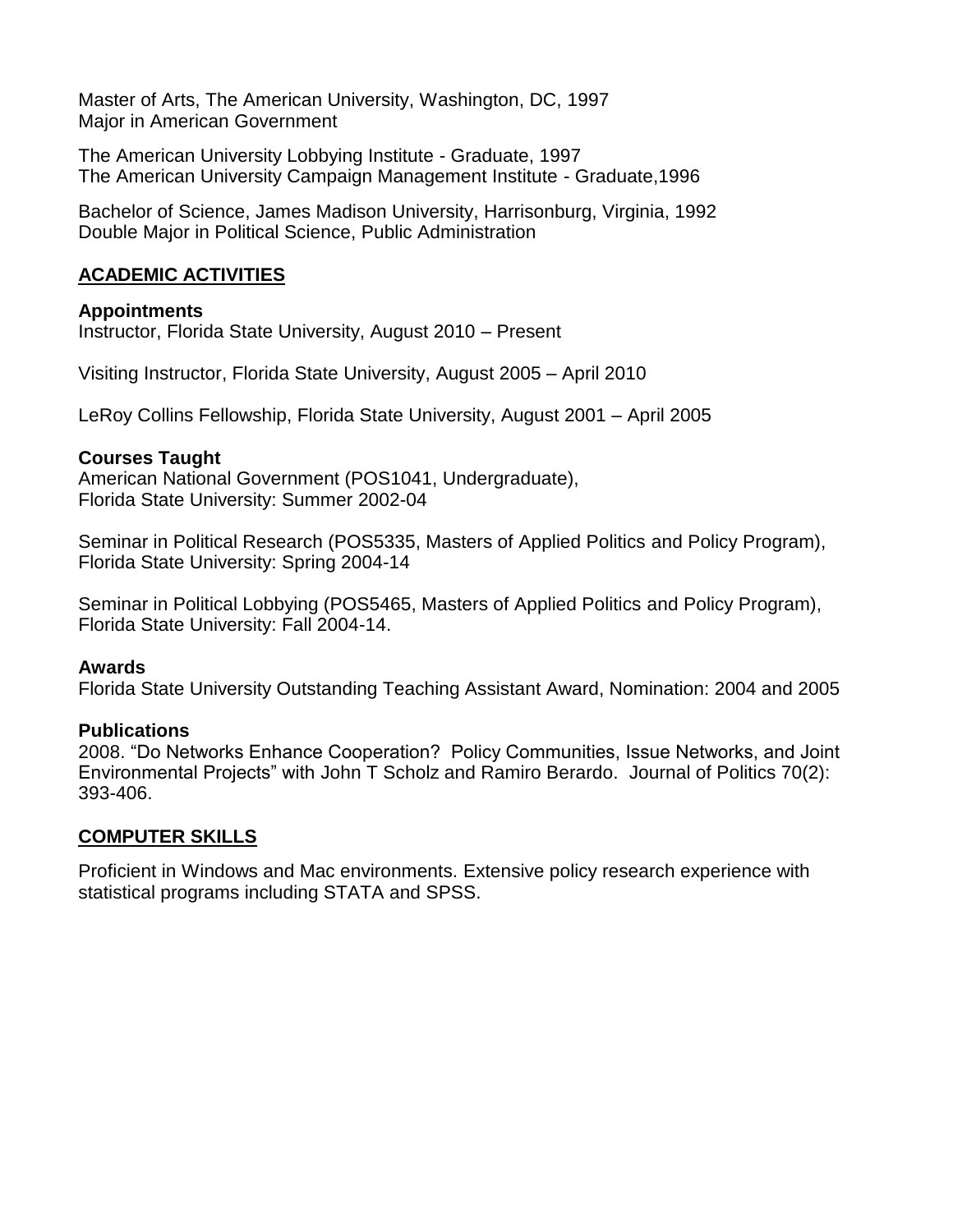Master of Arts, The American University, Washington, DC, 1997
Major in American Government

The American University Lobbying Institute - Graduate, 1997
The American University Campaign Management Institute - Graduate,1996

Bachelor of Science, James Madison University, Harrisonburg, Virginia, 1992
Double Major in Political Science, Public Administration

## ACADEMIC ACTIVITIES

### Appointments

Instructor, Florida State University, August 2010 – Present

Visiting Instructor, Florida State University, August 2005 – April 2010

LeRoy Collins Fellowship, Florida State University, August 2001 – April 2005

### Courses Taught

American National Government (POS1041, Undergraduate),
Florida State University: Summer 2002-04

Seminar in Political Research (POS5335, Masters of Applied Politics and Policy Program),
Florida State University: Spring 2004-14

Seminar in Political Lobbying (POS5465, Masters of Applied Politics and Policy Program),
Florida State University: Fall 2004-14.

### Awards

Florida State University Outstanding Teaching Assistant Award, Nomination: 2004 and 2005

### Publications

2008. "Do Networks Enhance Cooperation? Policy Communities, Issue Networks, and Joint Environmental Projects" with John T Scholz and Ramiro Berardo. Journal of Politics 70(2): 393-406.

## COMPUTER SKILLS

Proficient in Windows and Mac environments. Extensive policy research experience with statistical programs including STATA and SPSS.